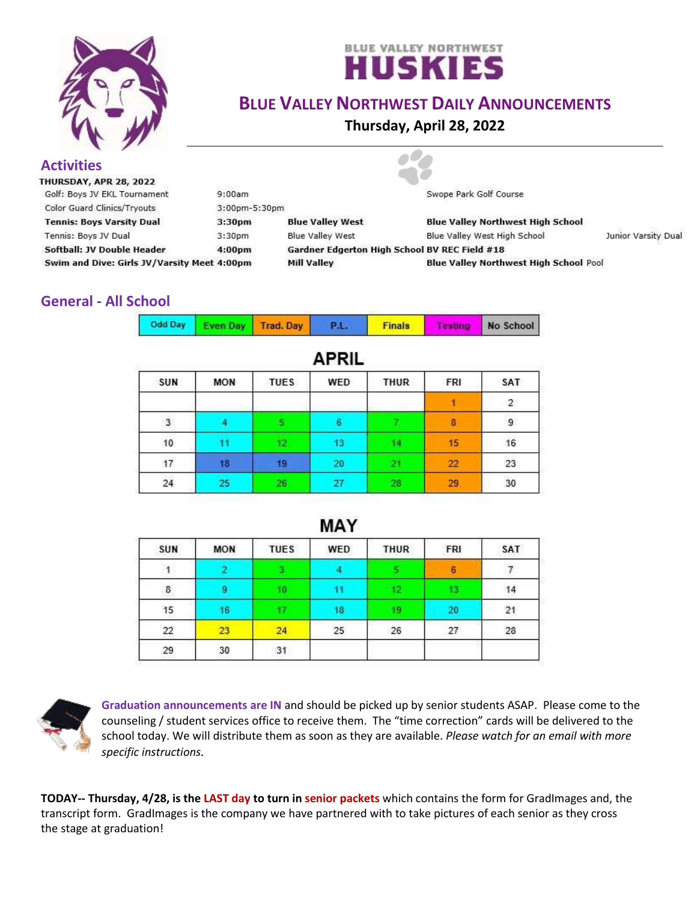BLUE VALLEY NORTHWEST

# HUSKIES

## Blue Valley Northwest Daily Announcements

**Thursday, April 28, 2022**

## Activities

**THURSDAY, APR 28, 2022**

| Event | Time | Opponent | Location | Notes |
|---|---|---|---|---|
| Golf: Boys JV EKL Tournament | 9:00am | | Swope Park Golf Course | |
| Color Guard Clinics/Tryouts | 3:00pm-5:30pm | | | |
| **Tennis: Boys Varsity Dual** | **3:30pm** | **Blue Valley West** | **Blue Valley Northwest High School** | |
| Tennis: Boys JV Dual | 3:30pm | Blue Valley West | Blue Valley West High School | Junior Varsity Dual |
| **Softball: JV Double Header** | **4:00pm** | **Gardner Edgerton High School** | **BV REC Field #18** | |
| **Swim and Dive: Girls JV/Varsity Meet** | **4:00pm** | **Mill Valley** | **Blue Valley Northwest High School** Pool | |

## General - All School

| Odd Day | Even Day | Trad. Day | P.L. | Finals | Testing | No School |
|---|---|---|---|---|---|---|

**APRIL**

| SUN | MON | TUES | WED | THUR | FRI | SAT |
|---|---|---|---|---|---|---|
| | | | | | 1 | 2 |
| 3 | 4 | 5 | 6 | 7 | 8 | 9 |
| 10 | 11 | 12 | 13 | 14 | 15 | 16 |
| 17 | 18 | 19 | 20 | 21 | 22 | 23 |
| 24 | 25 | 26 | 27 | 28 | 29 | 30 |

**MAY**

| SUN | MON | TUES | WED | THUR | FRI | SAT |
|---|---|---|---|---|---|---|
| 1 | 2 | 3 | 4 | 5 | 6 | 7 |
| 8 | 9 | 10 | 11 | 12 | 13 | 14 |
| 15 | 16 | 17 | 18 | 19 | 20 | 21 |
| 22 | 23 | 24 | 25 | 26 | 27 | 28 |
| 29 | 30 | 31 | | | | |

**Graduation announcements are IN** and should be picked up by senior students ASAP. Please come to the counseling / student services office to receive them. The "time correction" cards will be delivered to the school today. We will distribute them as soon as they are available. *Please watch for an email with more specific instructions.*

**TODAY-- Thursday, 4/28, is the LAST day to turn in senior packets** which contains the form for GradImages and, the transcript form. GradImages is the company we have partnered with to take pictures of each senior as they cross the stage at graduation!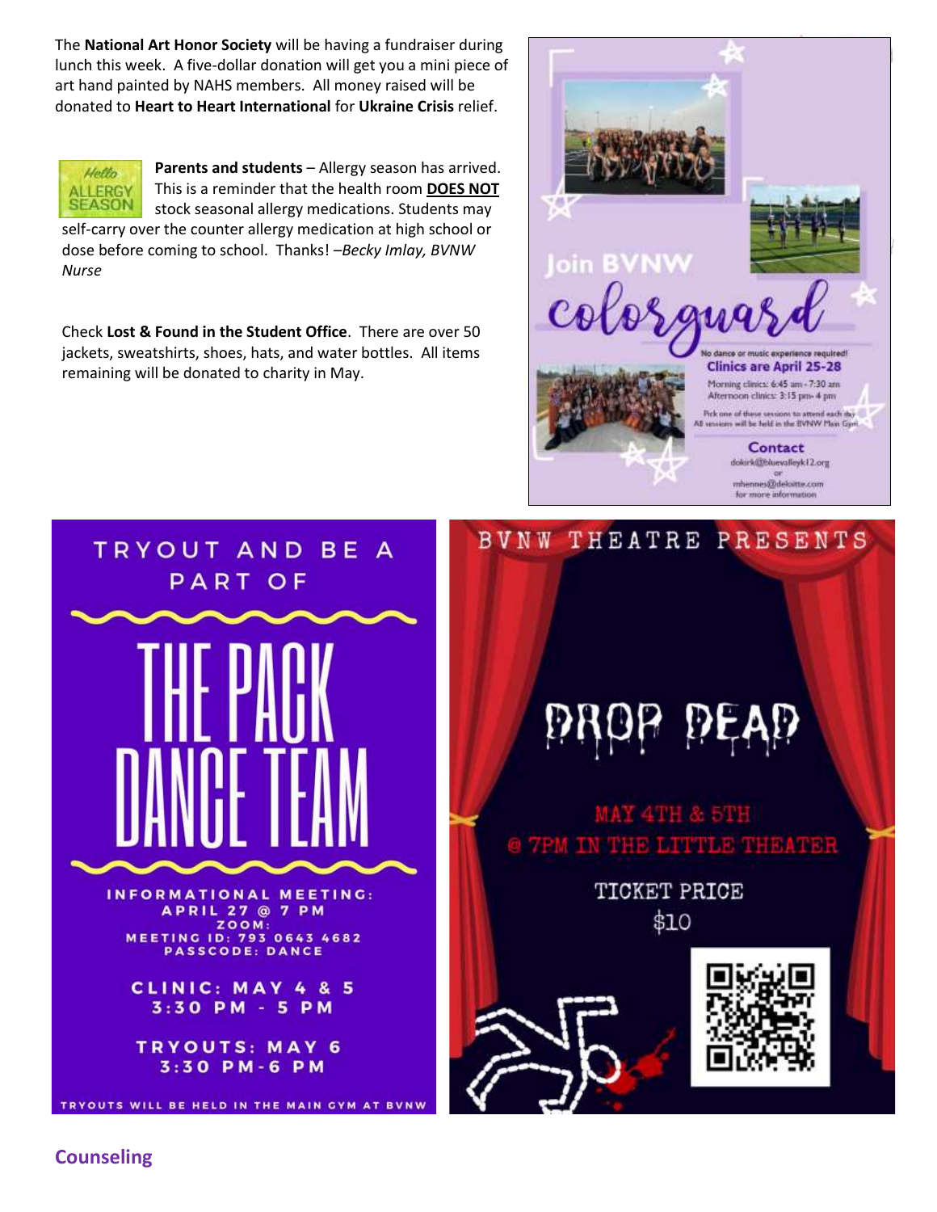The **National Art Honor Society** will be having a fundraiser during lunch this week. A five-dollar donation will get you a mini piece of art hand painted by NAHS members. All money raised will be donated to **Heart to Heart International** for **Ukraine Crisis** relief.

Hello ALLERGY SEASON

**Parents and students** – Allergy season has arrived. This is a reminder that the health room **DOES NOT** stock seasonal allergy medications. Students may self-carry over the counter allergy medication at high school or dose before coming to school. Thanks! *–Becky Imlay, BVNW Nurse*

Check **Lost & Found in the Student Office**. There are over 50 jackets, sweatshirts, shoes, hats, and water bottles. All items remaining will be donated to charity in May.

Join BVNW colorguard

No dance or music experience required!

Clinics are April 25-28

Morning clinics: 6:45 am - 7:30 am
Afternoon clinics: 3:15 pm - 4 pm

Pick one of these sessions to attend each day
All sessions will be held in the BVNW Main Gym

Contact
dokirk@bluevalleyk12.org
or
mhennes@deloitte.com
for more information

TRYOUT AND BE A PART OF

THE PACK DANCE TEAM

INFORMATIONAL MEETING:
APRIL 27 @ 7 PM
ZOOM:
MEETING ID: 793 0643 4682
PASSCODE: DANCE

CLINIC: MAY 4 & 5
3:30 PM - 5 PM

TRYOUTS: MAY 6
3:30 PM - 6 PM

TRYOUTS WILL BE HELD IN THE MAIN GYM AT BVNW

BVNW THEATRE PRESENTS

DROP DEAD

MAY 4TH & 5TH
@ 7PM IN THE LITTLE THEATER

TICKET PRICE
$10

## Counseling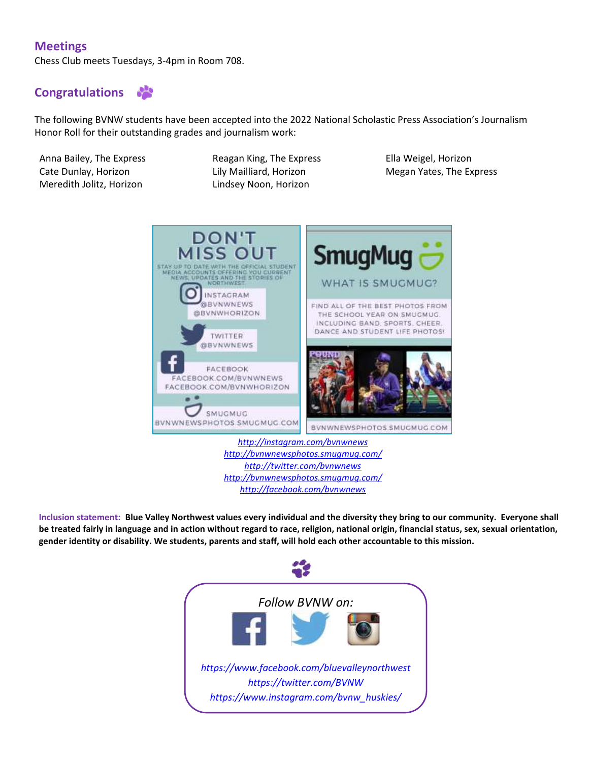## Meetings

Chess Club meets Tuesdays, 3-4pm in Room 708.

## Congratulations

The following BVNW students have been accepted into the 2022 National Scholastic Press Association's Journalism Honor Roll for their outstanding grades and journalism work:

Anna Bailey, The Express
Cate Dunlay, Horizon
Meredith Jolitz, Horizon
Reagan King, The Express
Lily Mailliard, Horizon
Lindsey Noon, Horizon
Ella Weigel, Horizon
Megan Yates, The Express

DON'T MISS OUT

STAY UP TO DATE WITH THE OFFICIAL STUDENT MEDIA ACCOUNTS OFFERING YOU CURRENT NEWS, UPDATES AND THE STORIES OF NORTHWEST

INSTAGRAM
@BVNWNEWS
@BVNWHORIZON

TWITTER
@BVNWNEWS

FACEBOOK
FACEBOOK.COM/BVNWNEWS
FACEBOOK.COM/BVNWHORIZON

SMUGMUG
BVNWNEWSPHOTOS.SMUGMUG.COM

SmugMug

WHAT IS SMUGMUG?

FIND ALL OF THE BEST PHOTOS FROM THE SCHOOL YEAR ON SMUGMUG, INCLUDING BAND, SPORTS, CHEER, DANCE AND STUDENT LIFE PHOTOS!

BVNWNEWSPHOTOS.SMUGMUG.COM

http://instagram.com/bvnwnews
http://bvnwnewsphotos.smugmug.com/
http://twitter.com/bvnwnews
http://bvnwnewsphotos.smugmug.com/
http://facebook.com/bvnwnews

**Inclusion statement: Blue Valley Northwest values every individual and the diversity they bring to our community. Everyone shall be treated fairly in language and in action without regard to race, religion, national origin, financial status, sex, sexual orientation, gender identity or disability. We students, parents and staff, will hold each other accountable to this mission.**

*Follow BVNW on:*

*https://www.facebook.com/bluevalleynorthwest*
*https://twitter.com/BVNW*
*https://www.instagram.com/bvnw_huskies/*